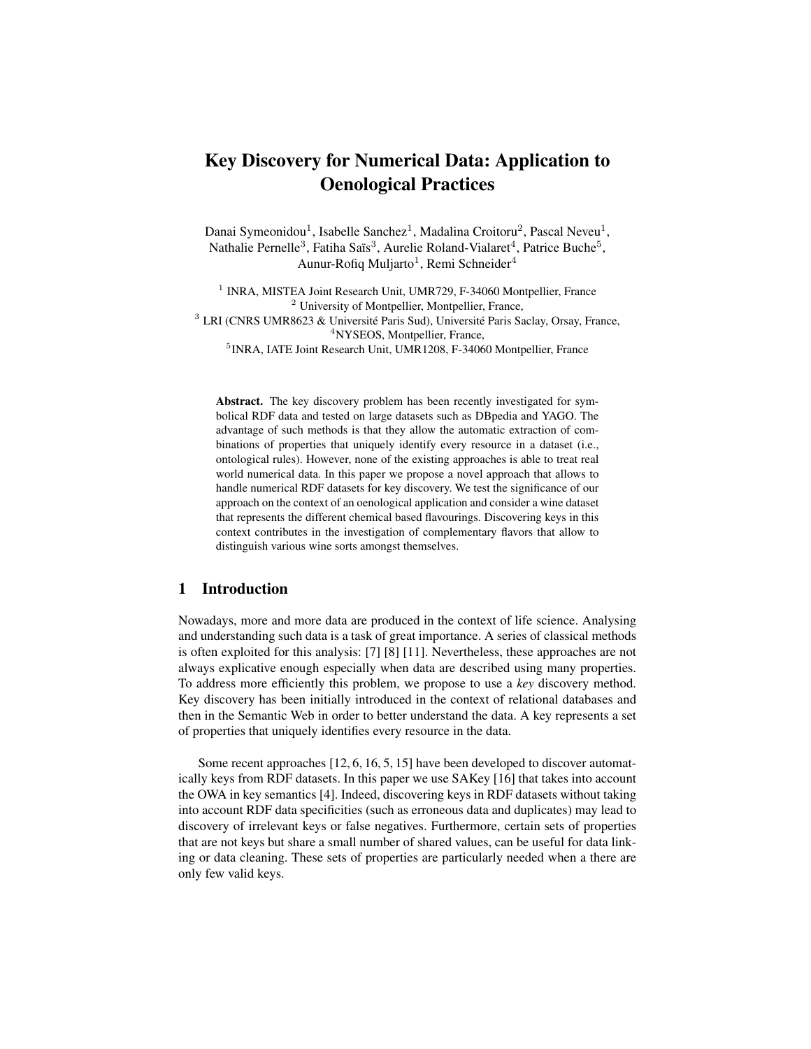# Key Discovery for Numerical Data: Application to Oenological Practices

Danai Symeonidou[1], Isabelle Sanchez[1], Madalina Croitoru[2], Pascal Neveu[1], Nathalie Pernelle[3], Fatiha Saïs[3], Aurelie Roland-Vialaret[4], Patrice Buche[5], Aunur-Rofiq Muljarto[1], Remi Schneider[4]

[1] INRA, MISTEA Joint Research Unit, UMR729, F-34060 Montpellier, France
[2] University of Montpellier, Montpellier, France,
[3] LRI (CNRS UMR8623 & Université Paris Sud), Université Paris Saclay, Orsay, France,
[4]NYSEOS, Montpellier, France,
[5]INRA, IATE Joint Research Unit, UMR1208, F-34060 Montpellier, France

**Abstract.** The key discovery problem has been recently investigated for symbolical RDF data and tested on large datasets such as DBpedia and YAGO. The advantage of such methods is that they allow the automatic extraction of combinations of properties that uniquely identify every resource in a dataset (i.e., ontological rules). However, none of the existing approaches is able to treat real world numerical data. In this paper we propose a novel approach that allows to handle numerical RDF datasets for key discovery. We test the significance of our approach on the context of an oenological application and consider a wine dataset that represents the different chemical based flavourings. Discovering keys in this context contributes in the investigation of complementary flavors that allow to distinguish various wine sorts amongst themselves.

## 1 Introduction

Nowadays, more and more data are produced in the context of life science. Analysing and understanding such data is a task of great importance. A series of classical methods is often exploited for this analysis: [7] [8] [11]. Nevertheless, these approaches are not always explicative enough especially when data are described using many properties. To address more efficiently this problem, we propose to use a *key* discovery method. Key discovery has been initially introduced in the context of relational databases and then in the Semantic Web in order to better understand the data. A key represents a set of properties that uniquely identifies every resource in the data.

Some recent approaches [12, 6, 16, 5, 15] have been developed to discover automatically keys from RDF datasets. In this paper we use SAKey [16] that takes into account the OWA in key semantics [4]. Indeed, discovering keys in RDF datasets without taking into account RDF data specificities (such as erroneous data and duplicates) may lead to discovery of irrelevant keys or false negatives. Furthermore, certain sets of properties that are not keys but share a small number of shared values, can be useful for data linking or data cleaning. These sets of properties are particularly needed when a there are only few valid keys.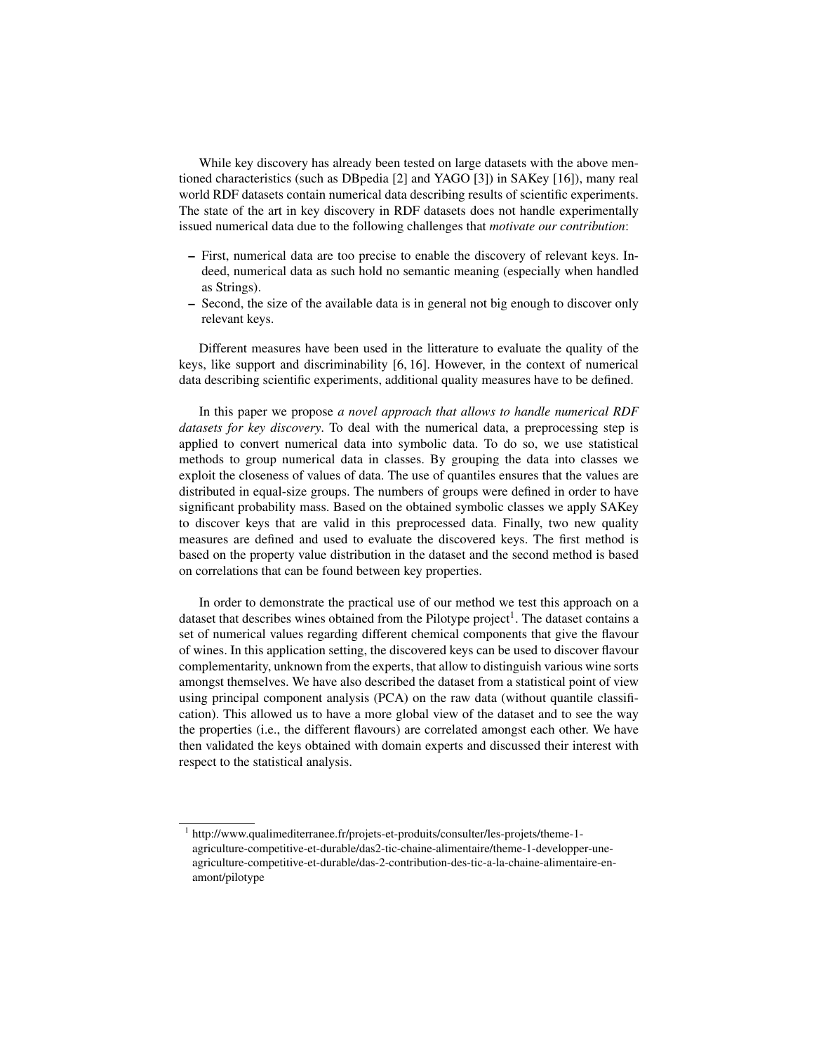While key discovery has already been tested on large datasets with the above mentioned characteristics (such as DBpedia [2] and YAGO [3]) in SAKey [16]), many real world RDF datasets contain numerical data describing results of scientific experiments. The state of the art in key discovery in RDF datasets does not handle experimentally issued numerical data due to the following challenges that *motivate our contribution*:

- First, numerical data are too precise to enable the discovery of relevant keys. Indeed, numerical data as such hold no semantic meaning (especially when handled as Strings).
- Second, the size of the available data is in general not big enough to discover only relevant keys.

Different measures have been used in the litterature to evaluate the quality of the keys, like support and discriminability [6, 16]. However, in the context of numerical data describing scientific experiments, additional quality measures have to be defined.

In this paper we propose *a novel approach that allows to handle numerical RDF datasets for key discovery*. To deal with the numerical data, a preprocessing step is applied to convert numerical data into symbolic data. To do so, we use statistical methods to group numerical data in classes. By grouping the data into classes we exploit the closeness of values of data. The use of quantiles ensures that the values are distributed in equal-size groups. The numbers of groups were defined in order to have significant probability mass. Based on the obtained symbolic classes we apply SAKey to discover keys that are valid in this preprocessed data. Finally, two new quality measures are defined and used to evaluate the discovered keys. The first method is based on the property value distribution in the dataset and the second method is based on correlations that can be found between key properties.

In order to demonstrate the practical use of our method we test this approach on a dataset that describes wines obtained from the Pilotype project[1]. The dataset contains a set of numerical values regarding different chemical components that give the flavour of wines. In this application setting, the discovered keys can be used to discover flavour complementarity, unknown from the experts, that allow to distinguish various wine sorts amongst themselves. We have also described the dataset from a statistical point of view using principal component analysis (PCA) on the raw data (without quantile classification). This allowed us to have a more global view of the dataset and to see the way the properties (i.e., the different flavours) are correlated amongst each other. We have then validated the keys obtained with domain experts and discussed their interest with respect to the statistical analysis.

[1] http://www.qualimediterranee.fr/projets-et-produits/consulter/les-projets/theme-1-agriculture-competitive-et-durable/das2-tic-chaine-alimentaire/theme-1-developper-une-agriculture-competitive-et-durable/das-2-contribution-des-tic-a-la-chaine-alimentaire-en-amont/pilotype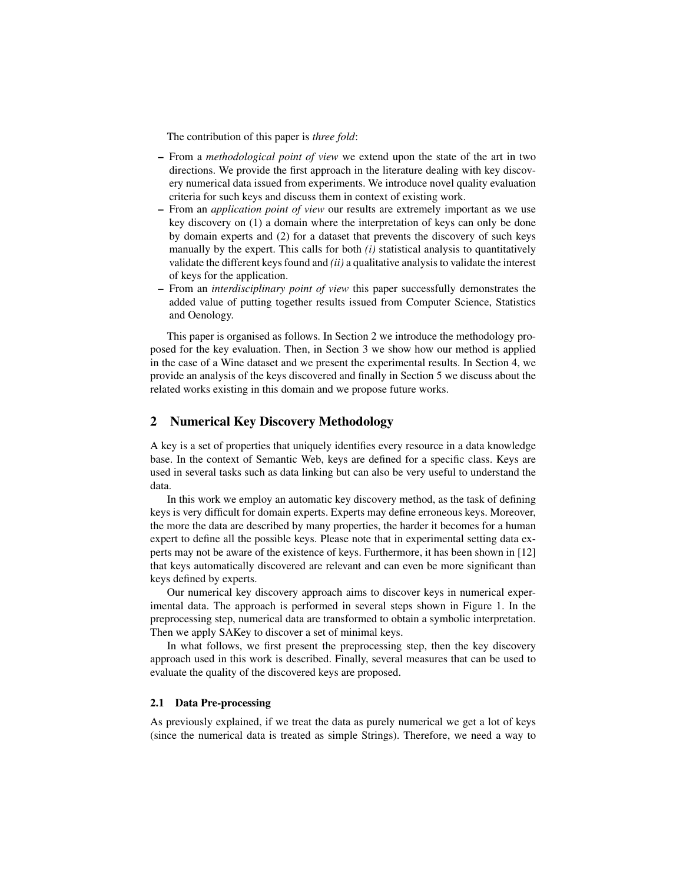The contribution of this paper is *three fold*:

- From a *methodological point of view* we extend upon the state of the art in two directions. We provide the first approach in the literature dealing with key discovery numerical data issued from experiments. We introduce novel quality evaluation criteria for such keys and discuss them in context of existing work.
- From an *application point of view* our results are extremely important as we use key discovery on (1) a domain where the interpretation of keys can only be done by domain experts and (2) for a dataset that prevents the discovery of such keys manually by the expert. This calls for both *(i)* statistical analysis to quantitatively validate the different keys found and *(ii)* a qualitative analysis to validate the interest of keys for the application.
- From an *interdisciplinary point of view* this paper successfully demonstrates the added value of putting together results issued from Computer Science, Statistics and Oenology.

This paper is organised as follows. In Section 2 we introduce the methodology proposed for the key evaluation. Then, in Section 3 we show how our method is applied in the case of a Wine dataset and we present the experimental results. In Section 4, we provide an analysis of the keys discovered and finally in Section 5 we discuss about the related works existing in this domain and we propose future works.

## 2 Numerical Key Discovery Methodology

A key is a set of properties that uniquely identifies every resource in a data knowledge base. In the context of Semantic Web, keys are defined for a specific class. Keys are used in several tasks such as data linking but can also be very useful to understand the data.

In this work we employ an automatic key discovery method, as the task of defining keys is very difficult for domain experts. Experts may define erroneous keys. Moreover, the more the data are described by many properties, the harder it becomes for a human expert to define all the possible keys. Please note that in experimental setting data experts may not be aware of the existence of keys. Furthermore, it has been shown in [12] that keys automatically discovered are relevant and can even be more significant than keys defined by experts.

Our numerical key discovery approach aims to discover keys in numerical experimental data. The approach is performed in several steps shown in Figure 1. In the preprocessing step, numerical data are transformed to obtain a symbolic interpretation. Then we apply SAKey to discover a set of minimal keys.

In what follows, we first present the preprocessing step, then the key discovery approach used in this work is described. Finally, several measures that can be used to evaluate the quality of the discovered keys are proposed.

### 2.1 Data Pre-processing

As previously explained, if we treat the data as purely numerical we get a lot of keys (since the numerical data is treated as simple Strings). Therefore, we need a way to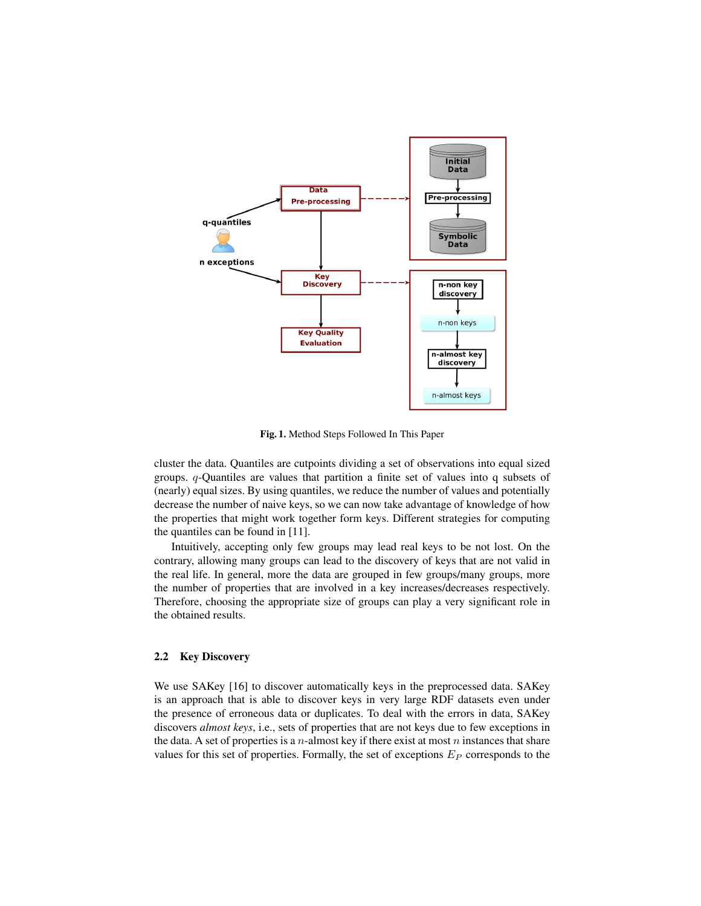Fig. 1. Method Steps Followed In This Paper

cluster the data. Quantiles are cutpoints dividing a set of observations into equal sized groups. $q$-Quantiles are values that partition a finite set of values into q subsets of (nearly) equal sizes. By using quantiles, we reduce the number of values and potentially decrease the number of naive keys, so we can now take advantage of knowledge of how the properties that might work together form keys. Different strategies for computing the quantiles can be found in [11].

Intuitively, accepting only few groups may lead real keys to be not lost. On the contrary, allowing many groups can lead to the discovery of keys that are not valid in the real life. In general, more the data are grouped in few groups/many groups, more the number of properties that are involved in a key increases/decreases respectively. Therefore, choosing the appropriate size of groups can play a very significant role in the obtained results.

### 2.2 Key Discovery

We use SAKey [16] to discover automatically keys in the preprocessed data. SAKey is an approach that is able to discover keys in very large RDF datasets even under the presence of erroneous data or duplicates. To deal with the errors in data, SAKey discovers *almost keys*, i.e., sets of properties that are not keys due to few exceptions in the data. A set of properties is a $n$-almost key if there exist at most $n$ instances that share values for this set of properties. Formally, the set of exceptions $E_P$ corresponds to the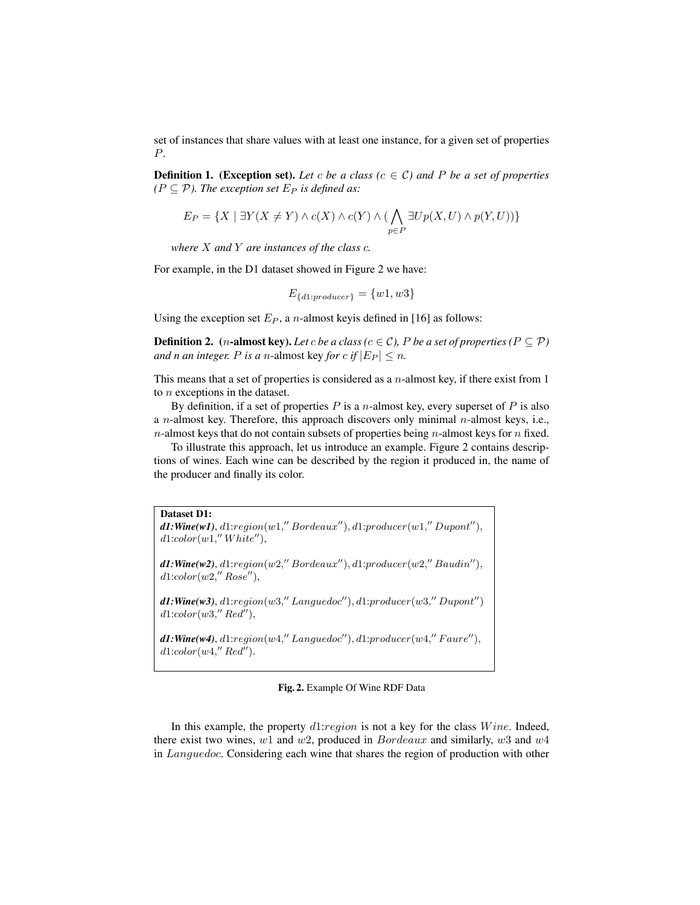set of instances that share values with at least one instance, for a given set of properties $P$.

**Definition 1. (Exception set).** *Let $c$ be a class ($c \in \mathcal{C}$) and $P$ be a set of properties ($P \subseteq \mathcal{P}$). The exception set $E_P$ is defined as:*

$$E_P = \{X \mid \exists Y (X \neq Y) \wedge c(X) \wedge c(Y) \wedge (\bigwedge_{p \in P} \exists U p(X, U) \wedge p(Y, U))\}$$

*where $X$ and $Y$ are instances of the class $c$.*

For example, in the D1 dataset showed in Figure 2 we have:

$$E_{\{d1:producer\}} = \{w1, w3\}$$

Using the exception set $E_P$, a $n$-almost keyis defined in [16] as follows:

**Definition 2. ($n$-almost key).** *Let $c$ be a class ($c \in \mathcal{C}$), $P$ be a set of properties ($P \subseteq \mathcal{P}$) and $n$ an integer. $P$ is a $n$-almost key for $c$ if $|E_P| \leq n$.*

This means that a set of properties is considered as a $n$-almost key, if there exist from 1 to $n$ exceptions in the dataset.

By definition, if a set of properties $P$ is a $n$-almost key, every superset of $P$ is also a $n$-almost key. Therefore, this approach discovers only minimal $n$-almost keys, i.e., $n$-almost keys that do not contain subsets of properties being $n$-almost keys for $n$ fixed.

To illustrate this approach, let us introduce an example. Figure 2 contains descriptions of wines. Each wine can be described by the region it produced in, the name of the producer and finally its color.

**Dataset D1:**
***d1:Wine(w1)***, $d1{:}region(w1, ''Bordeaux'')$, $d1{:}producer(w1, ''Dupont'')$, $d1{:}color(w1, ''White'')$,

***d1:Wine(w2)***, $d1{:}region(w2, ''Bordeaux'')$, $d1{:}producer(w2, ''Baudin'')$, $d1{:}color(w2, ''Rose'')$,

***d1:Wine(w3)***, $d1{:}region(w3, ''Languedoc'')$, $d1{:}producer(w3, ''Dupont'')$ $d1{:}color(w3, ''Red'')$,

***d1:Wine(w4)***, $d1{:}region(w4, ''Languedoc'')$, $d1{:}producer(w4, ''Faure'')$, $d1{:}color(w4, ''Red'')$.

**Fig. 2.** Example Of Wine RDF Data

In this example, the property $d1{:}region$ is not a key for the class $Wine$. Indeed, there exist two wines, $w1$ and $w2$, produced in $Bordeaux$ and similarly, $w3$ and $w4$ in $Languedoc$. Considering each wine that shares the region of production with other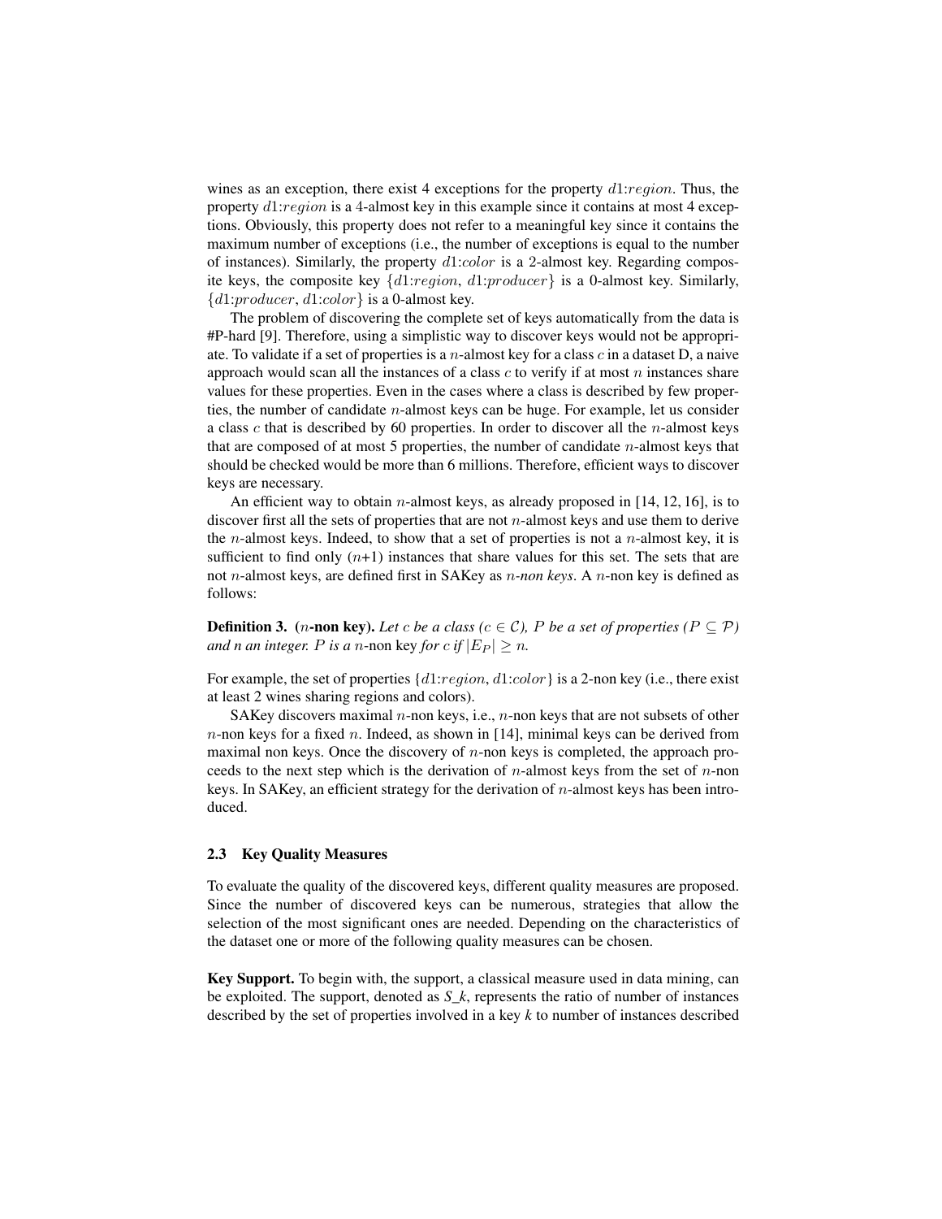wines as an exception, there exist 4 exceptions for the property $d1{:}region$. Thus, the property $d1{:}region$ is a 4-almost key in this example since it contains at most 4 exceptions. Obviously, this property does not refer to a meaningful key since it contains the maximum number of exceptions (i.e., the number of exceptions is equal to the number of instances). Similarly, the property $d1{:}color$ is a 2-almost key. Regarding composite keys, the composite key $\{d1{:}region, d1{:}producer\}$ is a 0-almost key. Similarly, $\{d1{:}producer, d1{:}color\}$ is a 0-almost key.

The problem of discovering the complete set of keys automatically from the data is #P-hard [9]. Therefore, using a simplistic way to discover keys would not be appropriate. To validate if a set of properties is a $n$-almost key for a class $c$ in a dataset D, a naive approach would scan all the instances of a class $c$ to verify if at most $n$ instances share values for these properties. Even in the cases where a class is described by few properties, the number of candidate $n$-almost keys can be huge. For example, let us consider a class $c$ that is described by 60 properties. In order to discover all the $n$-almost keys that are composed of at most 5 properties, the number of candidate $n$-almost keys that should be checked would be more than 6 millions. Therefore, efficient ways to discover keys are necessary.

An efficient way to obtain $n$-almost keys, as already proposed in [14, 12, 16], is to discover first all the sets of properties that are not $n$-almost keys and use them to derive the $n$-almost keys. Indeed, to show that a set of properties is not a $n$-almost key, it is sufficient to find only ($n$+1) instances that share values for this set. The sets that are not $n$-almost keys, are defined first in SAKey as *$n$-non keys*. A $n$-non key is defined as follows:

**Definition 3.** **($n$-non key).** *Let $c$ be a class ($c \in \mathcal{C}$), $P$ be a set of properties ($P \subseteq \mathcal{P}$) and n an integer. $P$ is a $n$-*non key *for $c$ if $|E_P| \geq n$.*

For example, the set of properties $\{d1{:}region, d1{:}color\}$ is a 2-non key (i.e., there exist at least 2 wines sharing regions and colors).

SAKey discovers maximal $n$-non keys, i.e., $n$-non keys that are not subsets of other $n$-non keys for a fixed $n$. Indeed, as shown in [14], minimal keys can be derived from maximal non keys. Once the discovery of $n$-non keys is completed, the approach proceeds to the next step which is the derivation of $n$-almost keys from the set of $n$-non keys. In SAKey, an efficient strategy for the derivation of $n$-almost keys has been introduced.

### 2.3 Key Quality Measures

To evaluate the quality of the discovered keys, different quality measures are proposed. Since the number of discovered keys can be numerous, strategies that allow the selection of the most significant ones are needed. Depending on the characteristics of the dataset one or more of the following quality measures can be chosen.

**Key Support.** To begin with, the support, a classical measure used in data mining, can be exploited. The support, denoted as $S\_k$, represents the ratio of number of instances described by the set of properties involved in a key *k* to number of instances described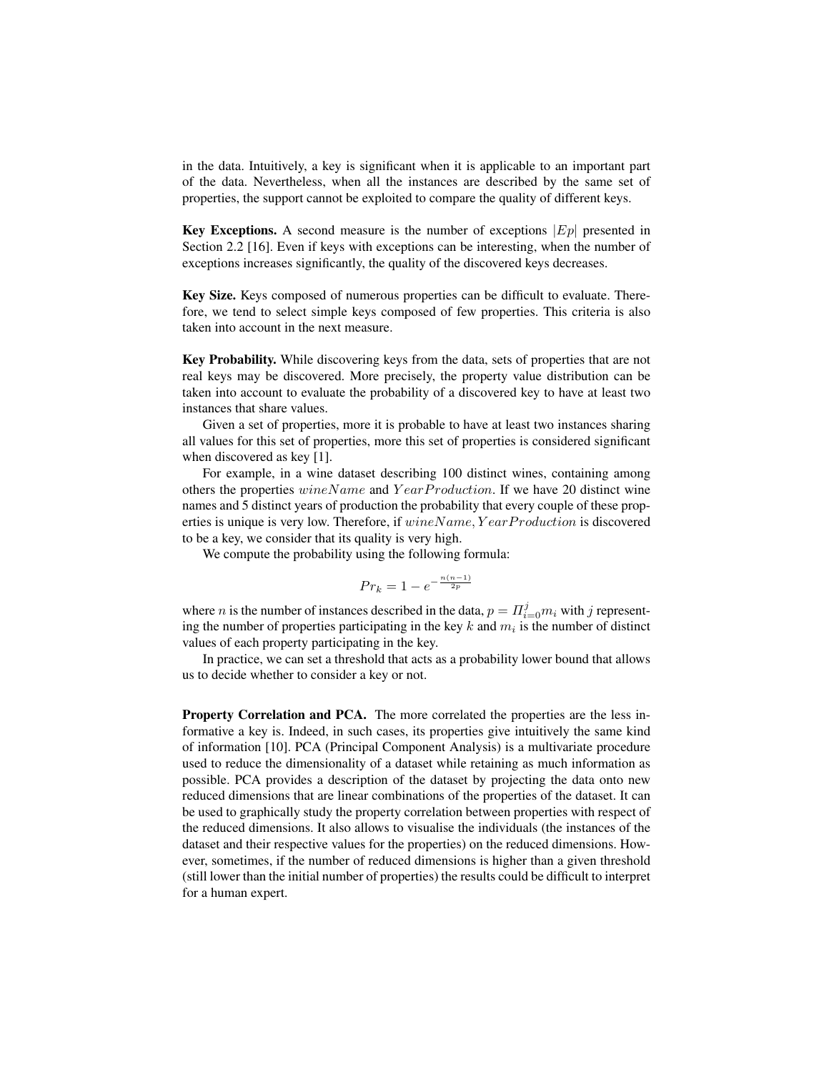in the data. Intuitively, a key is significant when it is applicable to an important part of the data. Nevertheless, when all the instances are described by the same set of properties, the support cannot be exploited to compare the quality of different keys.

**Key Exceptions.** A second measure is the number of exceptions $|Ep|$ presented in Section 2.2 [16]. Even if keys with exceptions can be interesting, when the number of exceptions increases significantly, the quality of the discovered keys decreases.

**Key Size.** Keys composed of numerous properties can be difficult to evaluate. Therefore, we tend to select simple keys composed of few properties. This criteria is also taken into account in the next measure.

**Key Probability.** While discovering keys from the data, sets of properties that are not real keys may be discovered. More precisely, the property value distribution can be taken into account to evaluate the probability of a discovered key to have at least two instances that share values.

Given a set of properties, more it is probable to have at least two instances sharing all values for this set of properties, more this set of properties is considered significant when discovered as key [1].

For example, in a wine dataset describing 100 distinct wines, containing among others the properties $wineName$ and $YearProduction$. If we have 20 distinct wine names and 5 distinct years of production the probability that every couple of these properties is unique is very low. Therefore, if $wineName, YearProduction$ is discovered to be a key, we consider that its quality is very high.

We compute the probability using the following formula:

$$Pr_k = 1 - e^{-\frac{n(n-1)}{2p}}$$

where $n$ is the number of instances described in the data, $p = \Pi_{i=0}^{j} m_i$ with $j$ representing the number of properties participating in the key $k$ and $m_i$ is the number of distinct values of each property participating in the key.

In practice, we can set a threshold that acts as a probability lower bound that allows us to decide whether to consider a key or not.

**Property Correlation and PCA.** The more correlated the properties are the less informative a key is. Indeed, in such cases, its properties give intuitively the same kind of information [10]. PCA (Principal Component Analysis) is a multivariate procedure used to reduce the dimensionality of a dataset while retaining as much information as possible. PCA provides a description of the dataset by projecting the data onto new reduced dimensions that are linear combinations of the properties of the dataset. It can be used to graphically study the property correlation between properties with respect of the reduced dimensions. It also allows to visualise the individuals (the instances of the dataset and their respective values for the properties) on the reduced dimensions. However, sometimes, if the number of reduced dimensions is higher than a given threshold (still lower than the initial number of properties) the results could be difficult to interpret for a human expert.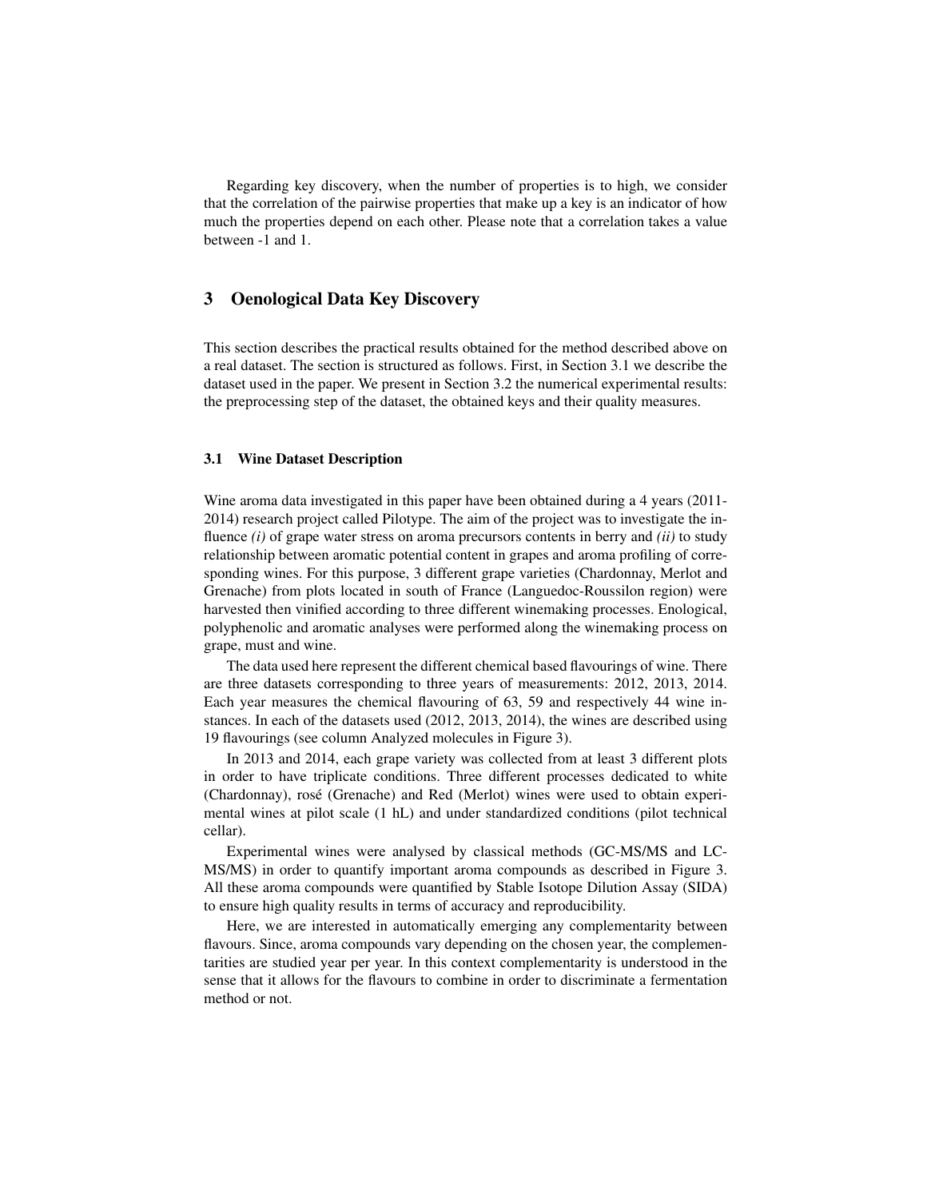Regarding key discovery, when the number of properties is to high, we consider that the correlation of the pairwise properties that make up a key is an indicator of how much the properties depend on each other. Please note that a correlation takes a value between -1 and 1.

## 3 Oenological Data Key Discovery

This section describes the practical results obtained for the method described above on a real dataset. The section is structured as follows. First, in Section 3.1 we describe the dataset used in the paper. We present in Section 3.2 the numerical experimental results: the preprocessing step of the dataset, the obtained keys and their quality measures.

### 3.1 Wine Dataset Description

Wine aroma data investigated in this paper have been obtained during a 4 years (2011-2014) research project called Pilotype. The aim of the project was to investigate the influence *(i)* of grape water stress on aroma precursors contents in berry and *(ii)* to study relationship between aromatic potential content in grapes and aroma profiling of corresponding wines. For this purpose, 3 different grape varieties (Chardonnay, Merlot and Grenache) from plots located in south of France (Languedoc-Roussilon region) were harvested then vinified according to three different winemaking processes. Enological, polyphenolic and aromatic analyses were performed along the winemaking process on grape, must and wine.

The data used here represent the different chemical based flavourings of wine. There are three datasets corresponding to three years of measurements: 2012, 2013, 2014. Each year measures the chemical flavouring of 63, 59 and respectively 44 wine instances. In each of the datasets used (2012, 2013, 2014), the wines are described using 19 flavourings (see column Analyzed molecules in Figure 3).

In 2013 and 2014, each grape variety was collected from at least 3 different plots in order to have triplicate conditions. Three different processes dedicated to white (Chardonnay), rosé (Grenache) and Red (Merlot) wines were used to obtain experimental wines at pilot scale (1 hL) and under standardized conditions (pilot technical cellar).

Experimental wines were analysed by classical methods (GC-MS/MS and LC-MS/MS) in order to quantify important aroma compounds as described in Figure 3. All these aroma compounds were quantified by Stable Isotope Dilution Assay (SIDA) to ensure high quality results in terms of accuracy and reproducibility.

Here, we are interested in automatically emerging any complementarity between flavours. Since, aroma compounds vary depending on the chosen year, the complementarities are studied year per year. In this context complementarity is understood in the sense that it allows for the flavours to combine in order to discriminate a fermentation method or not.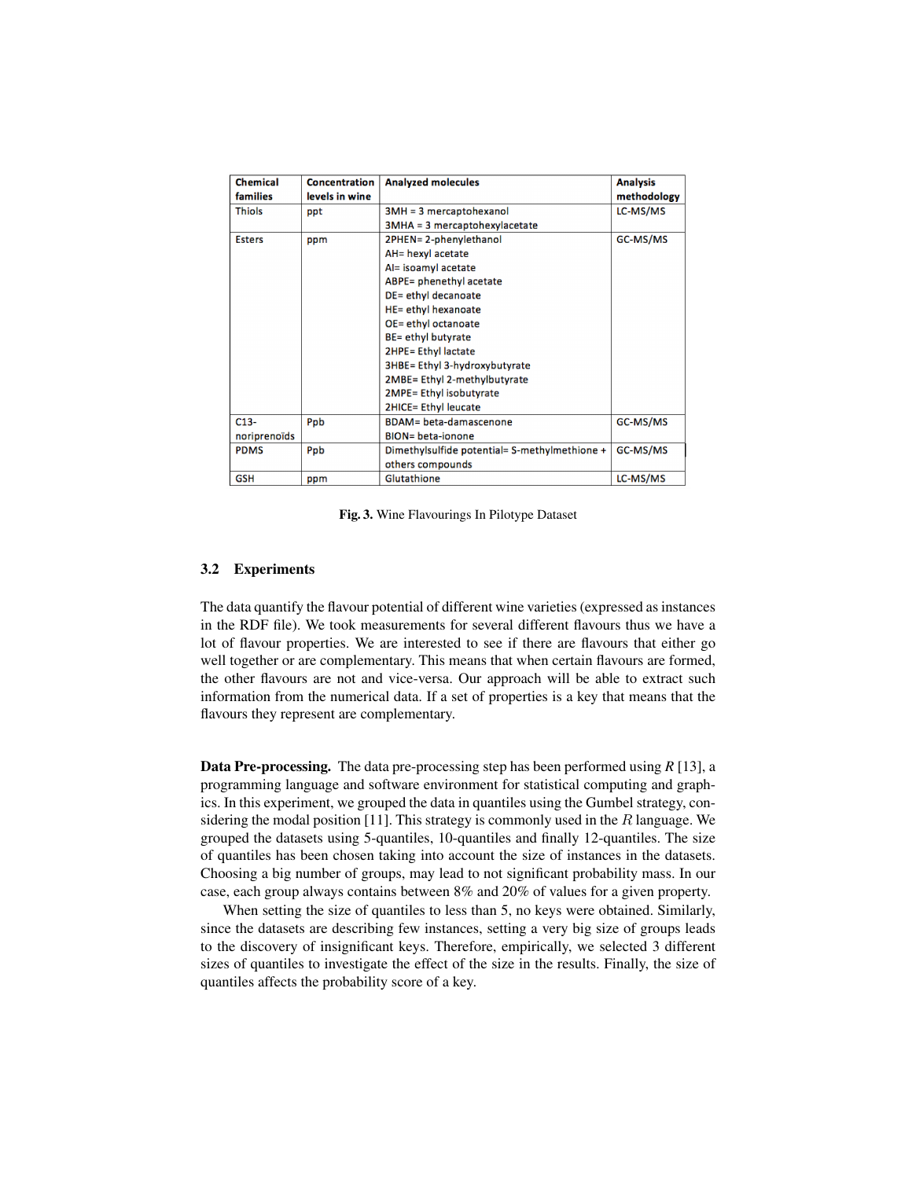| Chemical families | Concentration levels in wine | Analyzed molecules | Analysis methodology |
|---|---|---|---|
| Thiols | ppt | 3MH = 3 mercaptohexanol<br>3MHA = 3 mercaptohexylacetate | LC-MS/MS |
| Esters | ppm | 2PHEN= 2-phenylethanol<br>AH= hexyl acetate<br>AI= isoamyl acetate<br>ABPE= phenethyl acetate<br>DE= ethyl decanoate<br>HE= ethyl hexanoate<br>OE= ethyl octanoate<br>BE= ethyl butyrate<br>2HPE= Ethyl lactate<br>3HBE= Ethyl 3-hydroxybutyrate<br>2MBE= Ethyl 2-methylbutyrate<br>2MPE= Ethyl isobutyrate<br>2HICE= Ethyl leucate | GC-MS/MS |
| C13-noriprenoïds | Ppb | BDAM= beta-damascenone<br>BION= beta-ionone | GC-MS/MS |
| PDMS | Ppb | Dimethylsulfide potential= S-methylmethione + others compounds | GC-MS/MS |
| GSH | ppm | Glutathione | LC-MS/MS |

**Fig. 3.** Wine Flavourings In Pilotype Dataset

### 3.2 Experiments

The data quantify the flavour potential of different wine varieties (expressed as instances in the RDF file). We took measurements for several different flavours thus we have a lot of flavour properties. We are interested to see if there are flavours that either go well together or are complementary. This means that when certain flavours are formed, the other flavours are not and vice-versa. Our approach will be able to extract such information from the numerical data. If a set of properties is a key that means that the flavours they represent are complementary.

**Data Pre-processing.** The data pre-processing step has been performed using *R* [13], a programming language and software environment for statistical computing and graphics. In this experiment, we grouped the data in quantiles using the Gumbel strategy, considering the modal position [11]. This strategy is commonly used in the $R$ language. We grouped the datasets using 5-quantiles, 10-quantiles and finally 12-quantiles. The size of quantiles has been chosen taking into account the size of instances in the datasets. Choosing a big number of groups, may lead to not significant probability mass. In our case, each group always contains between 8% and 20% of values for a given property.

When setting the size of quantiles to less than 5, no keys were obtained. Similarly, since the datasets are describing few instances, setting a very big size of groups leads to the discovery of insignificant keys. Therefore, empirically, we selected 3 different sizes of quantiles to investigate the effect of the size in the results. Finally, the size of quantiles affects the probability score of a key.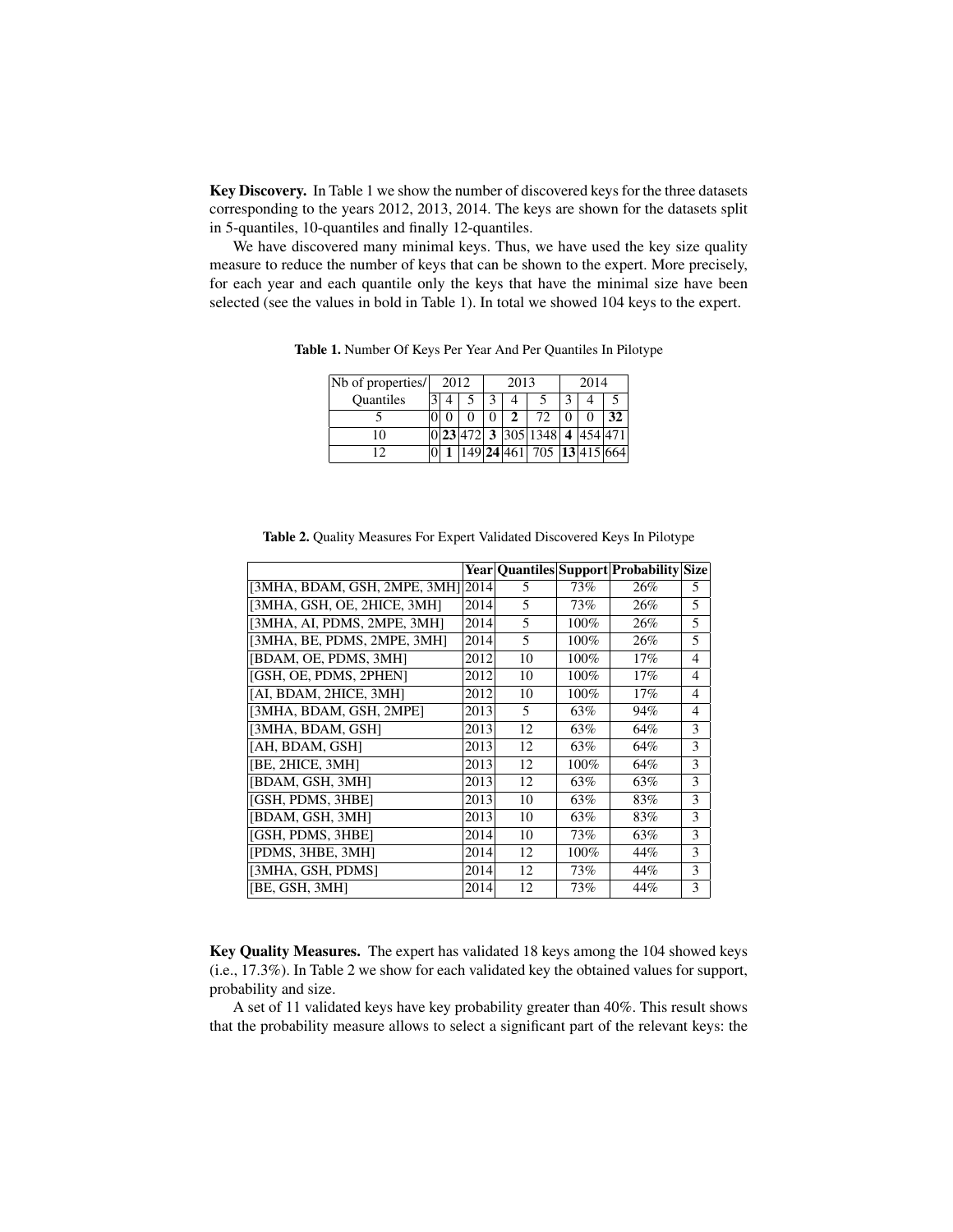**Key Discovery.** In Table 1 we show the number of discovered keys for the three datasets corresponding to the years 2012, 2013, 2014. The keys are shown for the datasets split in 5-quantiles, 10-quantiles and finally 12-quantiles.

We have discovered many minimal keys. Thus, we have used the key size quality measure to reduce the number of keys that can be shown to the expert. More precisely, for each year and each quantile only the keys that have the minimal size have been selected (see the values in bold in Table 1). In total we showed 104 keys to the expert.

**Table 1.** Number Of Keys Per Year And Per Quantiles In Pilotype

| Nb of properties/ | 2012 | | | 2013 | | | 2014 | | |
|---|---|---|---|---|---|---|---|---|---|
| Quantiles | 3 | 4 | 5 | 3 | 4 | 5 | 3 | 4 | 5 |
| 5 | 0 | 0 | 0 | 0 | **2** | 72 | 0 | 0 | **32** |
| 10 | 0 | **23** | 472 | **3** | 305 | 1348 | **4** | 454 | 471 |
| 12 | 0 | **1** | 149 | **24** | 461 | 705 | **13** | 415 | 664 |

**Table 2.** Quality Measures For Expert Validated Discovered Keys In Pilotype

| | Year | Quantiles | Support | Probability | Size |
|---|---|---|---|---|---|
| [3MHA, BDAM, GSH, 2MPE, 3MH] | 2014 | 5 | 73% | 26% | 5 |
| [3MHA, GSH, OE, 2HICE, 3MH] | 2014 | 5 | 73% | 26% | 5 |
| [3MHA, AI, PDMS, 2MPE, 3MH] | 2014 | 5 | 100% | 26% | 5 |
| [3MHA, BE, PDMS, 2MPE, 3MH] | 2014 | 5 | 100% | 26% | 5 |
| [BDAM, OE, PDMS, 3MH] | 2012 | 10 | 100% | 17% | 4 |
| [GSH, OE, PDMS, 2PHEN] | 2012 | 10 | 100% | 17% | 4 |
| [AI, BDAM, 2HICE, 3MH] | 2012 | 10 | 100% | 17% | 4 |
| [3MHA, BDAM, GSH, 2MPE] | 2013 | 5 | 63% | 94% | 4 |
| [3MHA, BDAM, GSH] | 2013 | 12 | 63% | 64% | 3 |
| [AH, BDAM, GSH] | 2013 | 12 | 63% | 64% | 3 |
| [BE, 2HICE, 3MH] | 2013 | 12 | 100% | 64% | 3 |
| [BDAM, GSH, 3MH] | 2013 | 12 | 63% | 63% | 3 |
| [GSH, PDMS, 3HBE] | 2013 | 10 | 63% | 83% | 3 |
| [BDAM, GSH, 3MH] | 2013 | 10 | 63% | 83% | 3 |
| [GSH, PDMS, 3HBE] | 2014 | 10 | 73% | 63% | 3 |
| [PDMS, 3HBE, 3MH] | 2014 | 12 | 100% | 44% | 3 |
| [3MHA, GSH, PDMS] | 2014 | 12 | 73% | 44% | 3 |
| [BE, GSH, 3MH] | 2014 | 12 | 73% | 44% | 3 |

**Key Quality Measures.** The expert has validated 18 keys among the 104 showed keys (i.e., 17.3%). In Table 2 we show for each validated key the obtained values for support, probability and size.

A set of 11 validated keys have key probability greater than 40%. This result shows that the probability measure allows to select a significant part of the relevant keys: the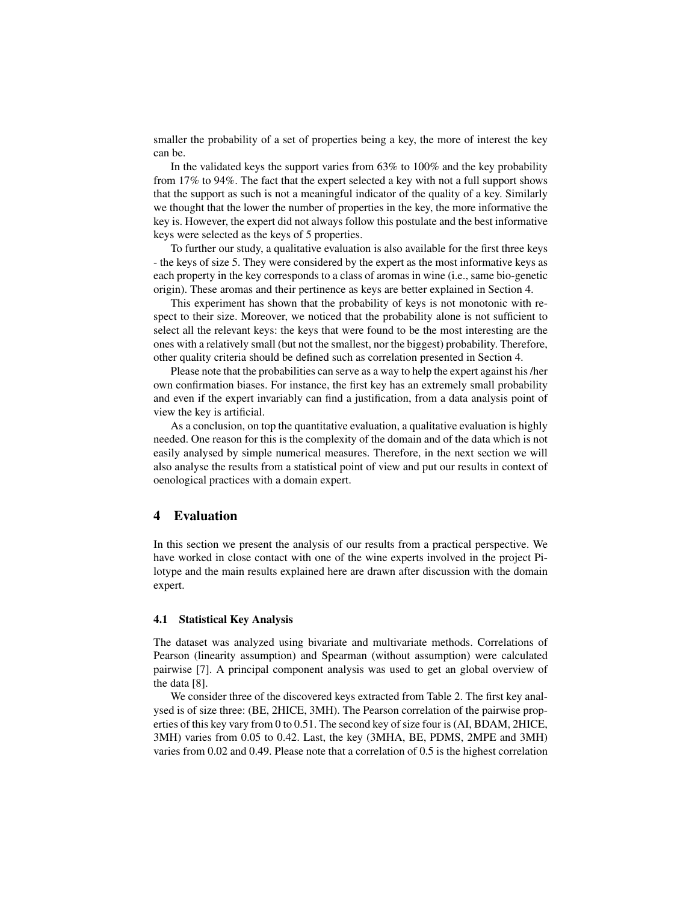smaller the probability of a set of properties being a key, the more of interest the key can be.

In the validated keys the support varies from 63% to 100% and the key probability from 17% to 94%. The fact that the expert selected a key with not a full support shows that the support as such is not a meaningful indicator of the quality of a key. Similarly we thought that the lower the number of properties in the key, the more informative the key is. However, the expert did not always follow this postulate and the best informative keys were selected as the keys of 5 properties.

To further our study, a qualitative evaluation is also available for the first three keys - the keys of size 5. They were considered by the expert as the most informative keys as each property in the key corresponds to a class of aromas in wine (i.e., same bio-genetic origin). These aromas and their pertinence as keys are better explained in Section 4.

This experiment has shown that the probability of keys is not monotonic with respect to their size. Moreover, we noticed that the probability alone is not sufficient to select all the relevant keys: the keys that were found to be the most interesting are the ones with a relatively small (but not the smallest, nor the biggest) probability. Therefore, other quality criteria should be defined such as correlation presented in Section 4.

Please note that the probabilities can serve as a way to help the expert against his /her own confirmation biases. For instance, the first key has an extremely small probability and even if the expert invariably can find a justification, from a data analysis point of view the key is artificial.

As a conclusion, on top the quantitative evaluation, a qualitative evaluation is highly needed. One reason for this is the complexity of the domain and of the data which is not easily analysed by simple numerical measures. Therefore, in the next section we will also analyse the results from a statistical point of view and put our results in context of oenological practices with a domain expert.

## 4 Evaluation

In this section we present the analysis of our results from a practical perspective. We have worked in close contact with one of the wine experts involved in the project Pilotype and the main results explained here are drawn after discussion with the domain expert.

### 4.1 Statistical Key Analysis

The dataset was analyzed using bivariate and multivariate methods. Correlations of Pearson (linearity assumption) and Spearman (without assumption) were calculated pairwise [7]. A principal component analysis was used to get an global overview of the data [8].

We consider three of the discovered keys extracted from Table 2. The first key analysed is of size three: (BE, 2HICE, 3MH). The Pearson correlation of the pairwise properties of this key vary from 0 to 0.51. The second key of size four is (AI, BDAM, 2HICE, 3MH) varies from 0.05 to 0.42. Last, the key (3MHA, BE, PDMS, 2MPE and 3MH) varies from 0.02 and 0.49. Please note that a correlation of 0.5 is the highest correlation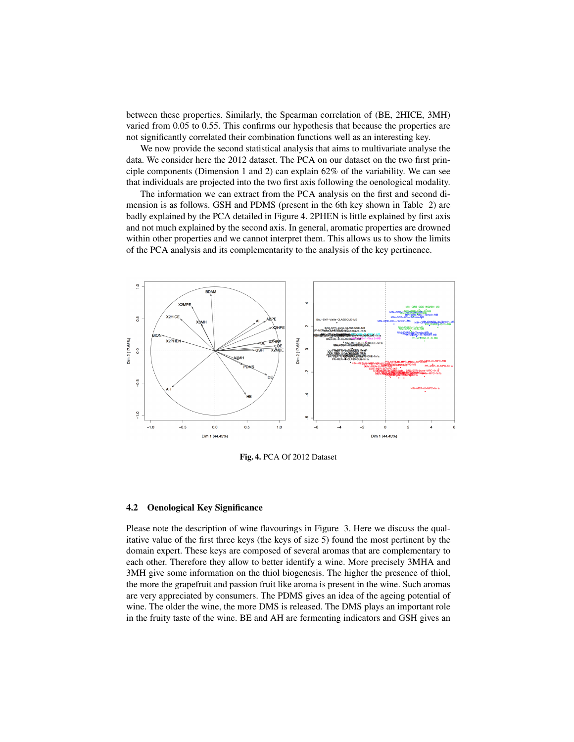between these properties. Similarly, the Spearman correlation of (BE, 2HICE, 3MH) varied from 0.05 to 0.55. This confirms our hypothesis that because the properties are not significantly correlated their combination functions well as an interesting key.

We now provide the second statistical analysis that aims to multivariate analyse the data. We consider here the 2012 dataset. The PCA on our dataset on the two first principle components (Dimension 1 and 2) can explain 62% of the variability. We can see that individuals are projected into the two first axis following the oenological modality.

The information we can extract from the PCA analysis on the first and second dimension is as follows. GSH and PDMS (present in the 6th key shown in Table 2) are badly explained by the PCA detailed in Figure 4. 2PHEN is little explained by first axis and not much explained by the second axis. In general, aromatic properties are drowned within other properties and we cannot interpret them. This allows us to show the limits of the PCA analysis and its complementarity to the analysis of the key pertinence.

**Fig. 4.** PCA Of 2012 Dataset

### 4.2 Oenological Key Significance

Please note the description of wine flavourings in Figure 3. Here we discuss the qualitative value of the first three keys (the keys of size 5) found the most pertinent by the domain expert. These keys are composed of several aromas that are complementary to each other. Therefore they allow to better identify a wine. More precisely 3MHA and 3MH give some information on the thiol biogenesis. The higher the presence of thiol, the more the grapefruit and passion fruit like aroma is present in the wine. Such aromas are very appreciated by consumers. The PDMS gives an idea of the ageing potential of wine. The older the wine, the more DMS is released. The DMS plays an important role in the fruity taste of the wine. BE and AH are fermenting indicators and GSH gives an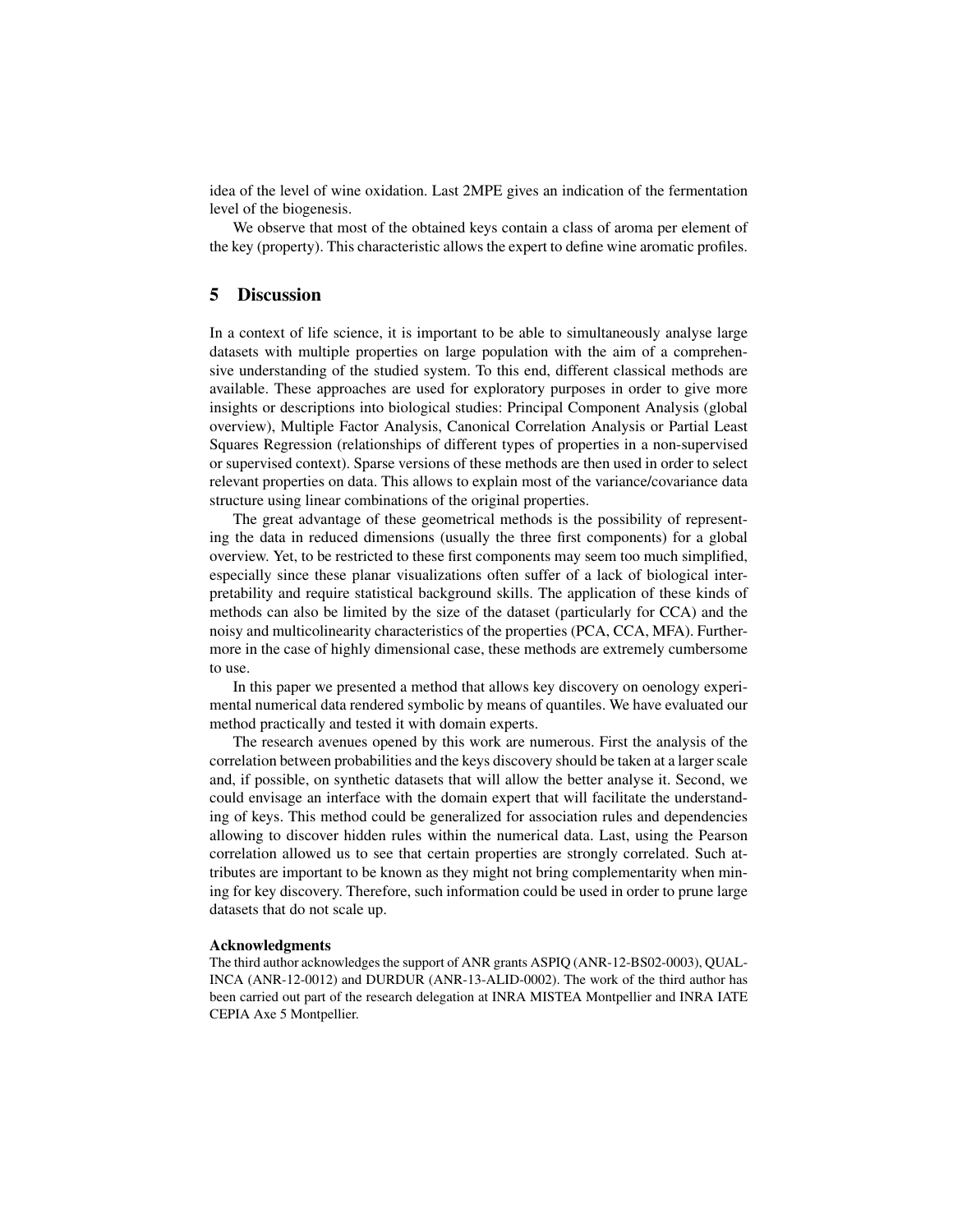idea of the level of wine oxidation. Last 2MPE gives an indication of the fermentation level of the biogenesis.

We observe that most of the obtained keys contain a class of aroma per element of the key (property). This characteristic allows the expert to define wine aromatic profiles.

## 5 Discussion

In a context of life science, it is important to be able to simultaneously analyse large datasets with multiple properties on large population with the aim of a comprehensive understanding of the studied system. To this end, different classical methods are available. These approaches are used for exploratory purposes in order to give more insights or descriptions into biological studies: Principal Component Analysis (global overview), Multiple Factor Analysis, Canonical Correlation Analysis or Partial Least Squares Regression (relationships of different types of properties in a non-supervised or supervised context). Sparse versions of these methods are then used in order to select relevant properties on data. This allows to explain most of the variance/covariance data structure using linear combinations of the original properties.

The great advantage of these geometrical methods is the possibility of representing the data in reduced dimensions (usually the three first components) for a global overview. Yet, to be restricted to these first components may seem too much simplified, especially since these planar visualizations often suffer of a lack of biological interpretability and require statistical background skills. The application of these kinds of methods can also be limited by the size of the dataset (particularly for CCA) and the noisy and multicolinearity characteristics of the properties (PCA, CCA, MFA). Furthermore in the case of highly dimensional case, these methods are extremely cumbersome to use.

In this paper we presented a method that allows key discovery on oenology experimental numerical data rendered symbolic by means of quantiles. We have evaluated our method practically and tested it with domain experts.

The research avenues opened by this work are numerous. First the analysis of the correlation between probabilities and the keys discovery should be taken at a larger scale and, if possible, on synthetic datasets that will allow the better analyse it. Second, we could envisage an interface with the domain expert that will facilitate the understanding of keys. This method could be generalized for association rules and dependencies allowing to discover hidden rules within the numerical data. Last, using the Pearson correlation allowed us to see that certain properties are strongly correlated. Such attributes are important to be known as they might not bring complementarity when mining for key discovery. Therefore, such information could be used in order to prune large datasets that do not scale up.

**Acknowledgments**

The third author acknowledges the support of ANR grants ASPIQ (ANR-12-BS02-0003), QUALINCA (ANR-12-0012) and DURDUR (ANR-13-ALID-0002). The work of the third author has been carried out part of the research delegation at INRA MISTEA Montpellier and INRA IATE CEPIA Axe 5 Montpellier.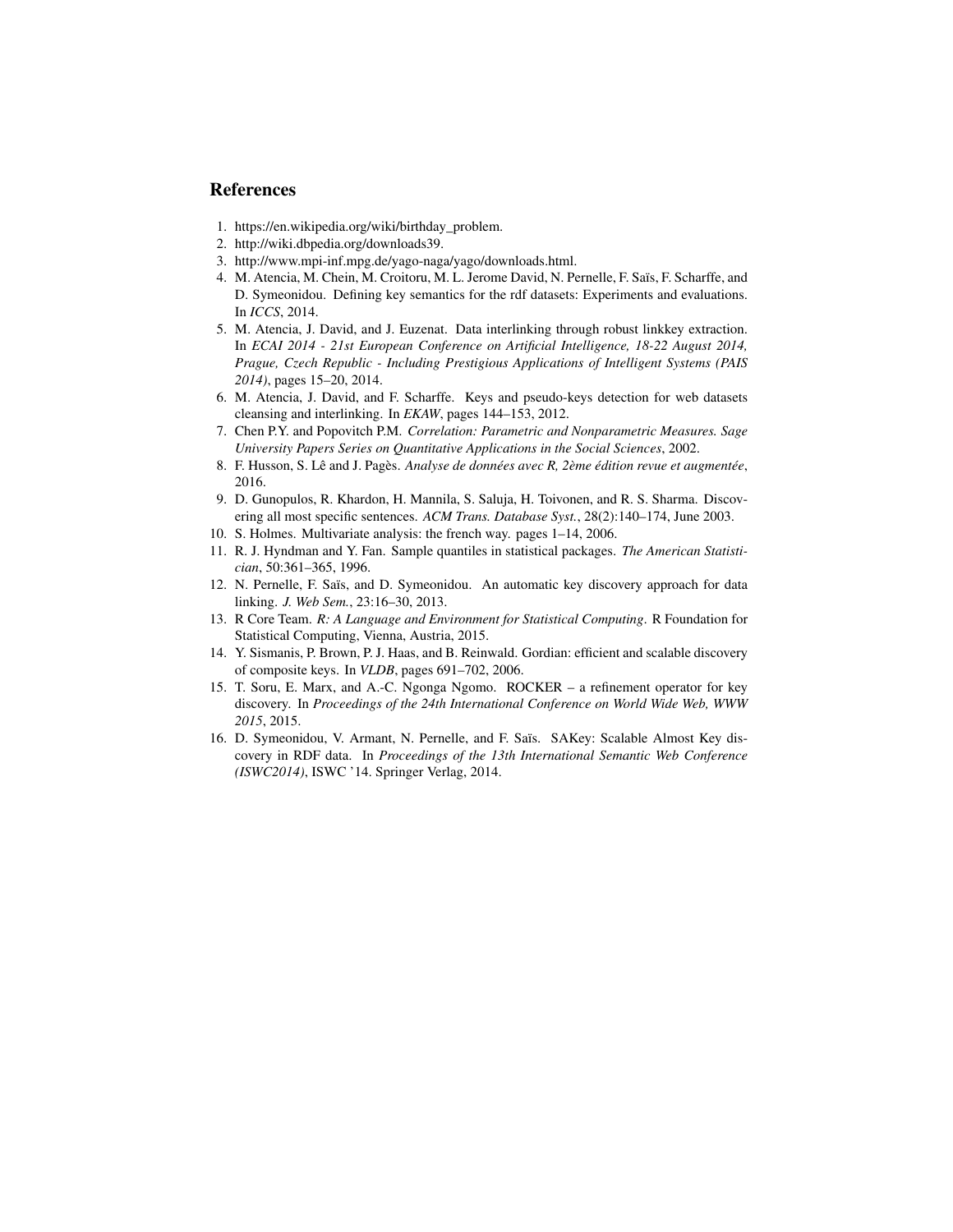## References

1. https://en.wikipedia.org/wiki/birthday_problem.
2. http://wiki.dbpedia.org/downloads39.
3. http://www.mpi-inf.mpg.de/yago-naga/yago/downloads.html.
4. M. Atencia, M. Chein, M. Croitoru, M. L. Jerome David, N. Pernelle, F. Saïs, F. Scharffe, and D. Symeonidou. Defining key semantics for the rdf datasets: Experiments and evaluations. In *ICCS*, 2014.
5. M. Atencia, J. David, and J. Euzenat. Data interlinking through robust linkkey extraction. In *ECAI 2014 - 21st European Conference on Artificial Intelligence, 18-22 August 2014, Prague, Czech Republic - Including Prestigious Applications of Intelligent Systems (PAIS 2014)*, pages 15–20, 2014.
6. M. Atencia, J. David, and F. Scharffe. Keys and pseudo-keys detection for web datasets cleansing and interlinking. In *EKAW*, pages 144–153, 2012.
7. Chen P.Y. and Popovitch P.M. *Correlation: Parametric and Nonparametric Measures. Sage University Papers Series on Quantitative Applications in the Social Sciences*, 2002.
8. F. Husson, S. Lê and J. Pagès. *Analyse de données avec R, 2ème édition revue et augmentée*, 2016.
9. D. Gunopulos, R. Khardon, H. Mannila, S. Saluja, H. Toivonen, and R. S. Sharma. Discovering all most specific sentences. *ACM Trans. Database Syst.*, 28(2):140–174, June 2003.
10. S. Holmes. Multivariate analysis: the french way. pages 1–14, 2006.
11. R. J. Hyndman and Y. Fan. Sample quantiles in statistical packages. *The American Statistician*, 50:361–365, 1996.
12. N. Pernelle, F. Saïs, and D. Symeonidou. An automatic key discovery approach for data linking. *J. Web Sem.*, 23:16–30, 2013.
13. R Core Team. *R: A Language and Environment for Statistical Computing*. R Foundation for Statistical Computing, Vienna, Austria, 2015.
14. Y. Sismanis, P. Brown, P. J. Haas, and B. Reinwald. Gordian: efficient and scalable discovery of composite keys. In *VLDB*, pages 691–702, 2006.
15. T. Soru, E. Marx, and A.-C. Ngonga Ngomo. ROCKER – a refinement operator for key discovery. In *Proceedings of the 24th International Conference on World Wide Web, WWW 2015*, 2015.
16. D. Symeonidou, V. Armant, N. Pernelle, and F. Saïs. SAKey: Scalable Almost Key discovery in RDF data. In *Proceedings of the 13th International Semantic Web Conference (ISWC2014)*, ISWC '14. Springer Verlag, 2014.